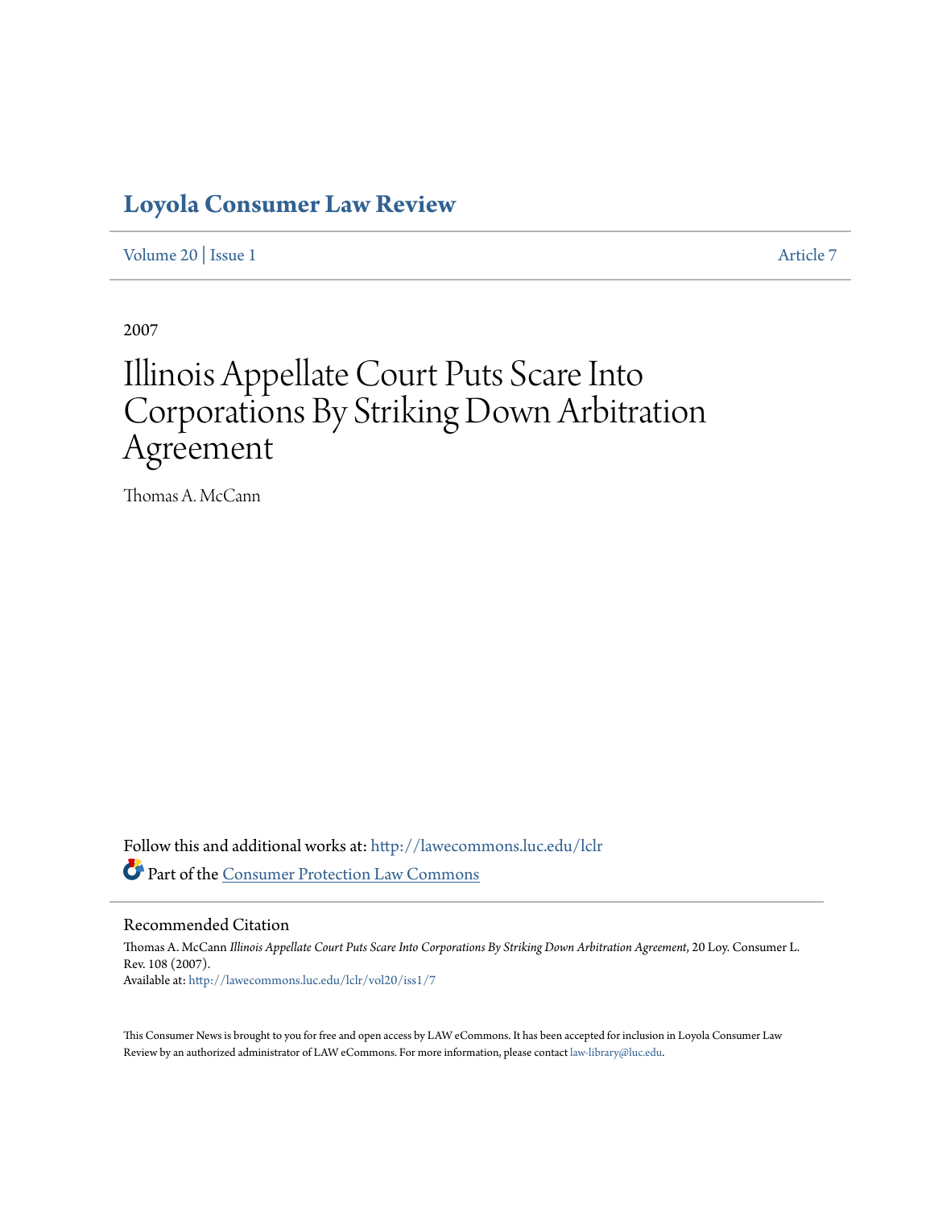# Loyola Consumer Law Review

Volume 20 | Issue 1 Article 7

2007

# Illinois Appellate Court Puts Scare Into Corporations By Striking Down Arbitration Agreement

Thomas A. McCann

Follow this and additional works at: http://lawecommons.luc.edu/lclr

Part of the Consumer Protection Law Commons

## Recommended Citation

Thomas A. McCann *Illinois Appellate Court Puts Scare Into Corporations By Striking Down Arbitration Agreement*, 20 Loy. Consumer L. Rev. 108 (2007).
Available at: http://lawecommons.luc.edu/lclr/vol20/iss1/7

This Consumer News is brought to you for free and open access by LAW eCommons. It has been accepted for inclusion in Loyola Consumer Law Review by an authorized administrator of LAW eCommons. For more information, please contact law-library@luc.edu.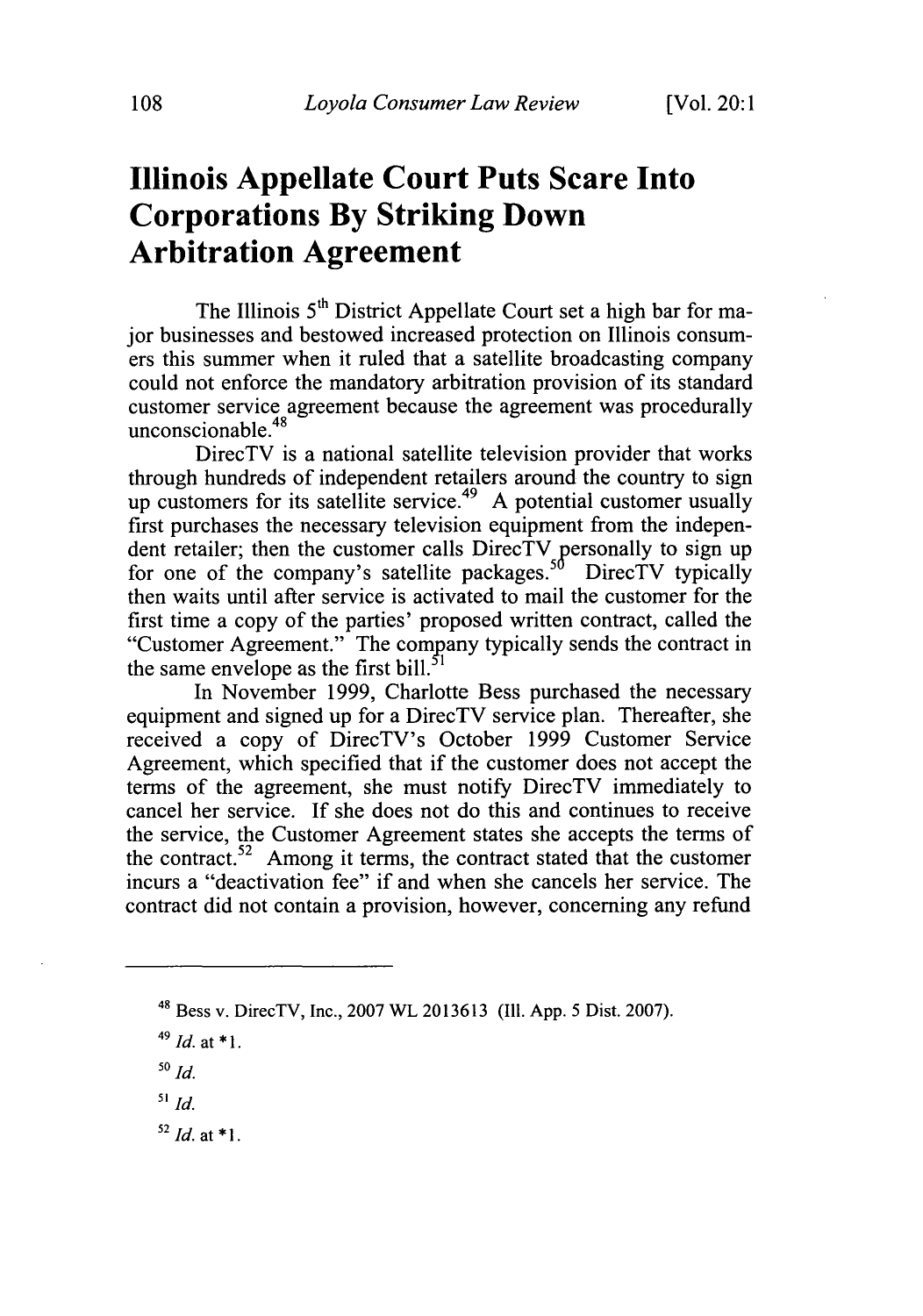# Illinois Appellate Court Puts Scare Into Corporations By Striking Down Arbitration Agreement

The Illinois 5th District Appellate Court set a high bar for major businesses and bestowed increased protection on Illinois consumers this summer when it ruled that a satellite broadcasting company could not enforce the mandatory arbitration provision of its standard customer service agreement because the agreement was procedurally unconscionable.[48]

DirecTV is a national satellite television provider that works through hundreds of independent retailers around the country to sign up customers for its satellite service.[49] A potential customer usually first purchases the necessary television equipment from the independent retailer; then the customer calls DirecTV personally to sign up for one of the company's satellite packages.[50] DirecTV typically then waits until after service is activated to mail the customer for the first time a copy of the parties' proposed written contract, called the "Customer Agreement." The company typically sends the contract in the same envelope as the first bill.[51]

In November 1999, Charlotte Bess purchased the necessary equipment and signed up for a DirecTV service plan. Thereafter, she received a copy of DirecTV's October 1999 Customer Service Agreement, which specified that if the customer does not accept the terms of the agreement, she must notify DirecTV immediately to cancel her service. If she does not do this and continues to receive the service, the Customer Agreement states she accepts the terms of the contract.[52] Among it terms, the contract stated that the customer incurs a "deactivation fee" if and when she cancels her service. The contract did not contain a provision, however, concerning any refund

---

[48] Bess v. DirecTV, Inc., 2007 WL 2013613 (Ill. App. 5 Dist. 2007).

[49] *Id.* at *1.

[50] *Id.*

[51] *Id.*

[52] *Id.* at *1.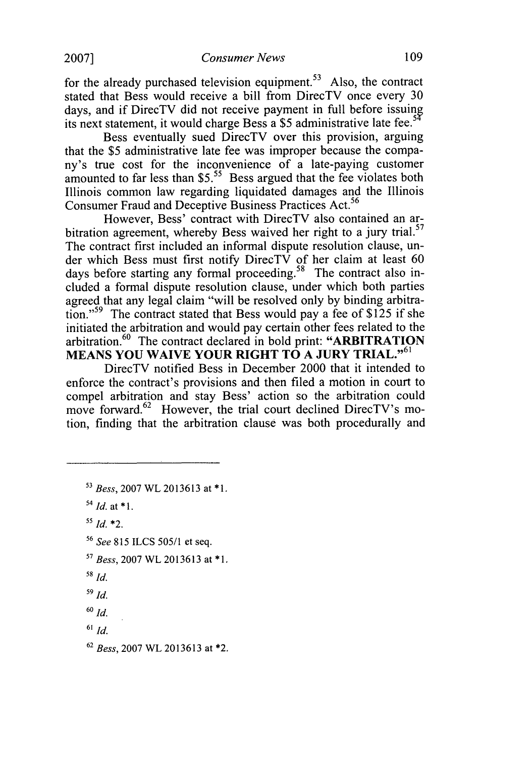for the already purchased television equipment.[53] Also, the contract stated that Bess would receive a bill from DirecTV once every 30 days, and if DirecTV did not receive payment in full before issuing its next statement, it would charge Bess a $5 administrative late fee.[54]

Bess eventually sued DirecTV over this provision, arguing that the $5 administrative late fee was improper because the company's true cost for the inconvenience of a late-paying customer amounted to far less than $5.[55] Bess argued that the fee violates both Illinois common law regarding liquidated damages and the Illinois Consumer Fraud and Deceptive Business Practices Act.[56]

However, Bess' contract with DirecTV also contained an arbitration agreement, whereby Bess waived her right to a jury trial.[57] The contract first included an informal dispute resolution clause, under which Bess must first notify DirecTV of her claim at least 60 days before starting any formal proceeding.[58] The contract also included a formal dispute resolution clause, under which both parties agreed that any legal claim "will be resolved only by binding arbitration."[59] The contract stated that Bess would pay a fee of $125 if she initiated the arbitration and would pay certain other fees related to the arbitration.[60] The contract declared in bold print: **"ARBITRATION MEANS YOU WAIVE YOUR RIGHT TO A JURY TRIAL."**[61]

DirecTV notified Bess in December 2000 that it intended to enforce the contract's provisions and then filed a motion in court to compel arbitration and stay Bess' action so the arbitration could move forward.[62] However, the trial court declined DirecTV's motion, finding that the arbitration clause was both procedurally and

---

[53] *Bess*, 2007 WL 2013613 at \*1.

[54] *Id.* at \*1.

[55] *Id.* \*2.

[56] *See* 815 ILCS 505/1 et seq.

[57] *Bess*, 2007 WL 2013613 at \*1.

[58] *Id.*

[59] *Id.*

[60] *Id.*

[61] *Id.*

[62] *Bess*, 2007 WL 2013613 at \*2.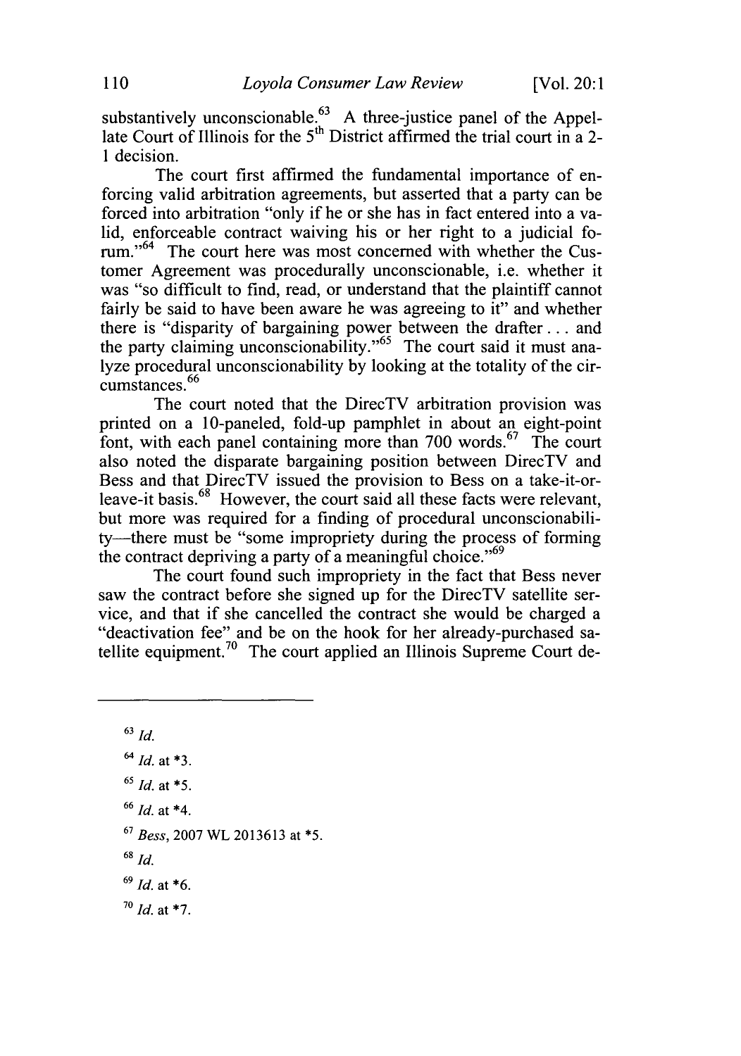substantively unconscionable.[63] A three-justice panel of the Appellate Court of Illinois for the 5th District affirmed the trial court in a 2-1 decision.

The court first affirmed the fundamental importance of enforcing valid arbitration agreements, but asserted that a party can be forced into arbitration "only if he or she has in fact entered into a valid, enforceable contract waiving his or her right to a judicial forum."[64] The court here was most concerned with whether the Customer Agreement was procedurally unconscionable, i.e. whether it was "so difficult to find, read, or understand that the plaintiff cannot fairly be said to have been aware he was agreeing to it" and whether there is "disparity of bargaining power between the drafter . . . and the party claiming unconscionability."[65] The court said it must analyze procedural unconscionability by looking at the totality of the circumstances.[66]

The court noted that the DirecTV arbitration provision was printed on a 10-paneled, fold-up pamphlet in about an eight-point font, with each panel containing more than 700 words.[67] The court also noted the disparate bargaining position between DirecTV and Bess and that DirecTV issued the provision to Bess on a take-it-or-leave-it basis.[68] However, the court said all these facts were relevant, but more was required for a finding of procedural unconscionability—there must be "some impropriety during the process of forming the contract depriving a party of a meaningful choice."[69]

The court found such impropriety in the fact that Bess never saw the contract before she signed up for the DirecTV satellite service, and that if she cancelled the contract she would be charged a "deactivation fee" and be on the hook for her already-purchased satellite equipment.[70] The court applied an Illinois Supreme Court de-

---

[63] *Id.*

[64] *Id.* at *3.

[65] *Id.* at *5.

[66] *Id.* at *4.

[67] *Bess*, 2007 WL 2013613 at *5.

[68] *Id.*

[69] *Id.* at *6.

[70] *Id.* at *7.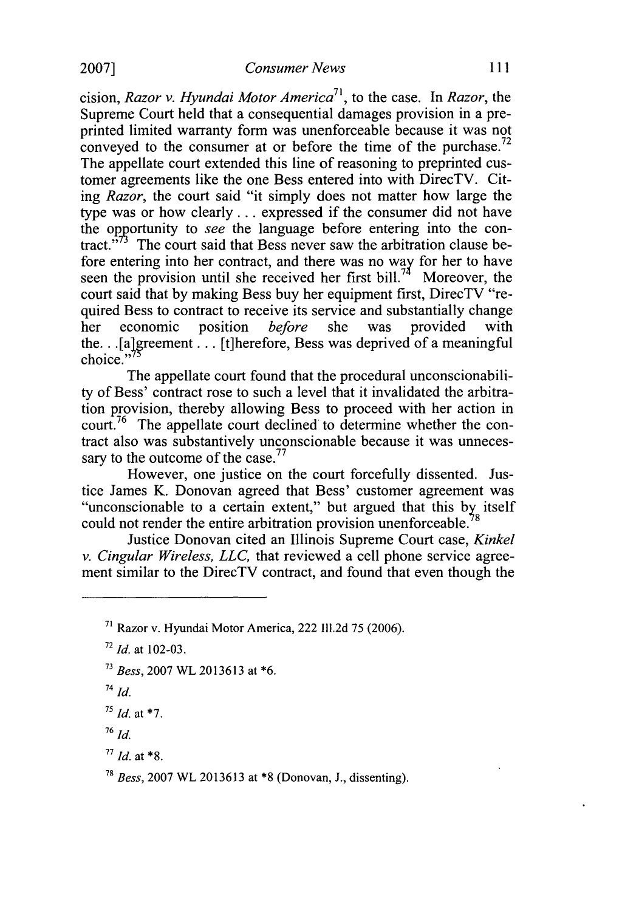cision, *Razor v. Hyundai Motor America*[71], to the case. In *Razor*, the Supreme Court held that a consequential damages provision in a preprinted limited warranty form was unenforceable because it was not conveyed to the consumer at or before the time of the purchase.[72] The appellate court extended this line of reasoning to preprinted customer agreements like the one Bess entered into with DirecTV. Citing *Razor*, the court said "it simply does not matter how large the type was or how clearly . . . expressed if the consumer did not have the opportunity to *see* the language before entering into the contract."[73] The court said that Bess never saw the arbitration clause before entering into her contract, and there was no way for her to have seen the provision until she received her first bill.[74] Moreover, the court said that by making Bess buy her equipment first, DirecTV "required Bess to contract to receive its service and substantially change her economic position *before* she was provided with the. . .[a]greement . . . [t]herefore, Bess was deprived of a meaningful choice."[75]

The appellate court found that the procedural unconscionability of Bess' contract rose to such a level that it invalidated the arbitration provision, thereby allowing Bess to proceed with her action in court.[76] The appellate court declined to determine whether the contract also was substantively unconscionable because it was unnecessary to the outcome of the case.[77]

However, one justice on the court forcefully dissented. Justice James K. Donovan agreed that Bess' customer agreement was "unconscionable to a certain extent," but argued that this by itself could not render the entire arbitration provision unenforceable.[78]

Justice Donovan cited an Illinois Supreme Court case, *Kinkel v. Cingular Wireless, LLC,* that reviewed a cell phone service agreement similar to the DirecTV contract, and found that even though the

---

[71] Razor v. Hyundai Motor America, 222 Ill.2d 75 (2006).

[72] *Id.* at 102-03.

[73] *Bess*, 2007 WL 2013613 at *6.

[74] *Id.*

[75] *Id.* at *7.

[76] *Id.*

[77] *Id.* at *8.

[78] *Bess*, 2007 WL 2013613 at *8 (Donovan, J., dissenting).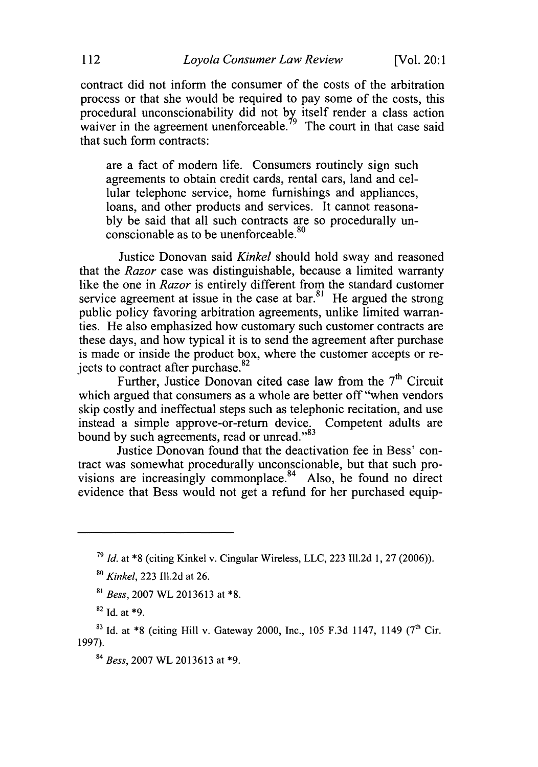contract did not inform the consumer of the costs of the arbitration process or that she would be required to pay some of the costs, this procedural unconscionability did not by itself render a class action waiver in the agreement unenforceable.[79] The court in that case said that such form contracts:

> are a fact of modern life. Consumers routinely sign such agreements to obtain credit cards, rental cars, land and cellular telephone service, home furnishings and appliances, loans, and other products and services. It cannot reasonably be said that all such contracts are so procedurally unconscionable as to be unenforceable.[80]

Justice Donovan said *Kinkel* should hold sway and reasoned that the *Razor* case was distinguishable, because a limited warranty like the one in *Razor* is entirely different from the standard customer service agreement at issue in the case at bar.[81] He argued the strong public policy favoring arbitration agreements, unlike limited warranties. He also emphasized how customary such customer contracts are these days, and how typical it is to send the agreement after purchase is made or inside the product box, where the customer accepts or rejects to contract after purchase.[82]

Further, Justice Donovan cited case law from the 7th Circuit which argued that consumers as a whole are better off "when vendors skip costly and ineffectual steps such as telephonic recitation, and use instead a simple approve-or-return device. Competent adults are bound by such agreements, read or unread."[83]

Justice Donovan found that the deactivation fee in Bess' contract was somewhat procedurally unconscionable, but that such provisions are increasingly commonplace.[84] Also, he found no direct evidence that Bess would not get a refund for her purchased equip-

---

[79] *Id.* at *8 (citing Kinkel v. Cingular Wireless, LLC, 223 Ill.2d 1, 27 (2006)).

[80] *Kinkel*, 223 Ill.2d at 26.

[81] *Bess*, 2007 WL 2013613 at *8.

[82] Id. at *9.

[83] Id. at *8 (citing Hill v. Gateway 2000, Inc., 105 F.3d 1147, 1149 (7th Cir. 1997).

[84] *Bess*, 2007 WL 2013613 at *9.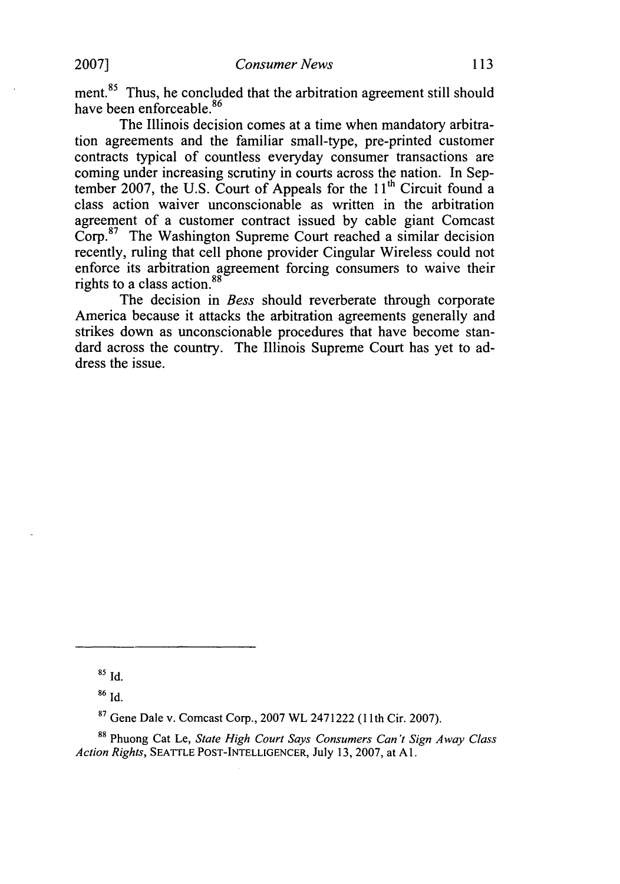ment.[85] Thus, he concluded that the arbitration agreement still should have been enforceable.[86]

The Illinois decision comes at a time when mandatory arbitration agreements and the familiar small-type, pre-printed customer contracts typical of countless everyday consumer transactions are coming under increasing scrutiny in courts across the nation. In September 2007, the U.S. Court of Appeals for the 11th Circuit found a class action waiver unconscionable as written in the arbitration agreement of a customer contract issued by cable giant Comcast Corp.[87] The Washington Supreme Court reached a similar decision recently, ruling that cell phone provider Cingular Wireless could not enforce its arbitration agreement forcing consumers to waive their rights to a class action.[88]

The decision in *Bess* should reverberate through corporate America because it attacks the arbitration agreements generally and strikes down as unconscionable procedures that have become standard across the country. The Illinois Supreme Court has yet to address the issue.

---

[85] Id.

[86] Id.

[87] Gene Dale v. Comcast Corp., 2007 WL 2471222 (11th Cir. 2007).

[88] Phuong Cat Le, *State High Court Says Consumers Can't Sign Away Class Action Rights*, SEATTLE POST-INTELLIGENCER, July 13, 2007, at A1.